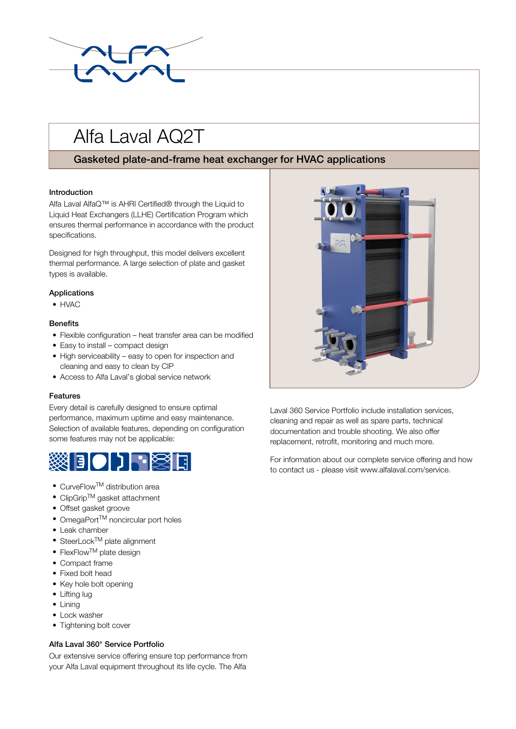# Alfa Laval AQ2T

## Gasketed plate-and-frame heat exchanger for HVAC applications

### Introduction

Alfa Laval AlfaQ™ is AHRI Certified® through the Liquid to Liquid Heat Exchangers (LLHE) Certification Program which ensures thermal performance in accordance with the product specifications.

Designed for high throughput, this model delivers excellent thermal performance. A large selection of plate and gasket types is available.

### Applications

- HVAC

### Benefits

- Flexible configuration – heat transfer area can be modified
- Easy to install – compact design
- High serviceability – easy to open for inspection and cleaning and easy to clean by CIP
- Access to Alfa Laval's global service network

### Features

Every detail is carefully designed to ensure optimal performance, maximum uptime and easy maintenance. Selection of available features, depending on configuration some features may not be applicable:

- CurveFlow™ distribution area
- ClipGrip™ gasket attachment
- Offset gasket groove
- OmegaPort™ noncircular port holes
- Leak chamber
- SteerLock™ plate alignment
- FlexFlow™ plate design
- Compact frame
- Fixed bolt head
- Key hole bolt opening
- Lifting lug
- Lining
- Lock washer
- Tightening bolt cover

### Alfa Laval 360° Service Portfolio

Our extensive service offering ensure top performance from your Alfa Laval equipment throughout its life cycle. The Alfa Laval 360 Service Portfolio include installation services, cleaning and repair as well as spare parts, technical documentation and trouble shooting. We also offer replacement, retrofit, monitoring and much more.

For information about our complete service offering and how to contact us - please visit www.alfalaval.com/service.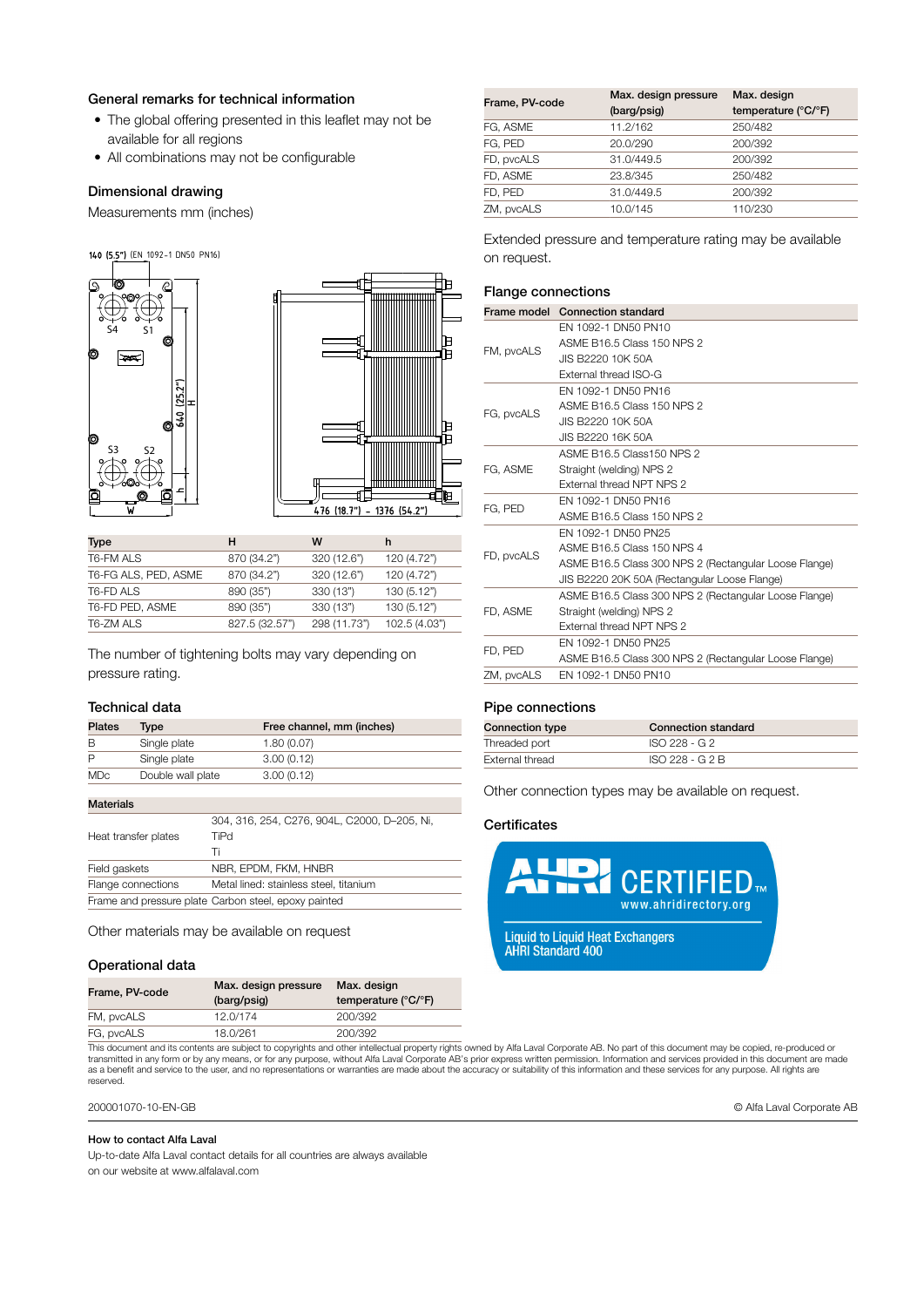## General remarks for technical information

- The global offering presented in this leaflet may not be available for all regions
- All combinations may not be configurable

## Dimensional drawing

Measurements mm (inches)

140 (5.5") (EN 1092-1 DN50 PN16)

S4 S1 S3 S2

640 (25.2")

H

h

W

476 (18.7") – 1376 (54.2")

| Type | H | W | h |
|---|---|---|---|
| T6-FM ALS | 870 (34.2") | 320 (12.6") | 120 (4.72") |
| T6-FG ALS, PED, ASME | 870 (34.2") | 320 (12.6") | 120 (4.72") |
| T6-FD ALS | 890 (35") | 330 (13") | 130 (5.12") |
| T6-FD PED, ASME | 890 (35") | 330 (13") | 130 (5.12") |
| T6-ZM ALS | 827.5 (32.57") | 298 (11.73") | 102.5 (4.03") |

The number of tightening bolts may vary depending on pressure rating.

## Technical data

| Plates | Type | Free channel, mm (inches) |
|---|---|---|
| B | Single plate | 1.80 (0.07) |
| P | Single plate | 3.00 (0.12) |
| MDc | Double wall plate | 3.00 (0.12) |

| Materials | |
|---|---|
| Heat transfer plates | 304, 316, 254, C276, 904L, C2000, D–205, Ni, TiPd<br>Ti |
| Field gaskets | NBR, EPDM, FKM, HNBR |
| Flange connections | Metal lined: stainless steel, titanium |
| Frame and pressure plate | Carbon steel, epoxy painted |

Other materials may be available on request

## Operational data

| Frame, PV-code | Max. design pressure (barg/psig) | Max. design temperature (°C/°F) |
|---|---|---|
| FM, pvcALS | 12.0/174 | 200/392 |
| FG, pvcALS | 18.0/261 | 200/392 |
| FG, ASME | 11.2/162 | 250/482 |
| FG, PED | 20.0/290 | 200/392 |
| FD, pvcALS | 31.0/449.5 | 200/392 |
| FD, ASME | 23.8/345 | 250/482 |
| FD, PED | 31.0/449.5 | 200/392 |
| ZM, pvcALS | 10.0/145 | 110/230 |

Extended pressure and temperature rating may be available on request.

## Flange connections

| Frame model | Connection standard |
|---|---|
| FM, pvcALS | EN 1092-1 DN50 PN10<br>ASME B16.5 Class 150 NPS 2<br>JIS B2220 10K 50A<br>External thread ISO-G |
| FG, pvcALS | EN 1092-1 DN50 PN16<br>ASME B16.5 Class 150 NPS 2<br>JIS B2220 10K 50A<br>JIS B2220 16K 50A |
| FG, ASME | ASME B16.5 Class150 NPS 2<br>Straight (welding) NPS 2<br>External thread NPT NPS 2 |
| FG, PED | EN 1092-1 DN50 PN16<br>ASME B16.5 Class 150 NPS 2 |
| FD, pvcALS | EN 1092-1 DN50 PN25<br>ASME B16.5 Class 150 NPS 4<br>ASME B16.5 Class 300 NPS 2 (Rectangular Loose Flange)<br>JIS B2220 20K 50A (Rectangular Loose Flange) |
| FD, ASME | ASME B16.5 Class 300 NPS 2 (Rectangular Loose Flange)<br>Straight (welding) NPS 2<br>External thread NPT NPS 2 |
| FD, PED | EN 1092-1 DN50 PN25<br>ASME B16.5 Class 300 NPS 2 (Rectangular Loose Flange) |
| ZM, pvcALS | EN 1092-1 DN50 PN10 |

## Pipe connections

| Connection type | Connection standard |
|---|---|
| Threaded port | ISO 228 - G 2 |
| External thread | ISO 228 - G 2 B |

Other connection types may be available on request.

## Certificates

AHRI CERTIFIED™
www.ahridirectory.org
Liquid to Liquid Heat Exchangers
AHRI Standard 400

This document and its contents are subject to copyrights and other intellectual property rights owned by Alfa Laval Corporate AB. No part of this document may be copied, re-produced or transmitted in any form or by any means, or for any purpose, without Alfa Laval Corporate AB's prior express written permission. Information and services provided in this document are made as a benefit and service to the user, and no representations or warranties are made about the accuracy or suitability of this information and these services for any purpose. All rights are reserved.

200001070-10-EN-GB

© Alfa Laval Corporate AB

**How to contact Alfa Laval**

Up-to-date Alfa Laval contact details for all countries are always available on our website at www.alfalaval.com